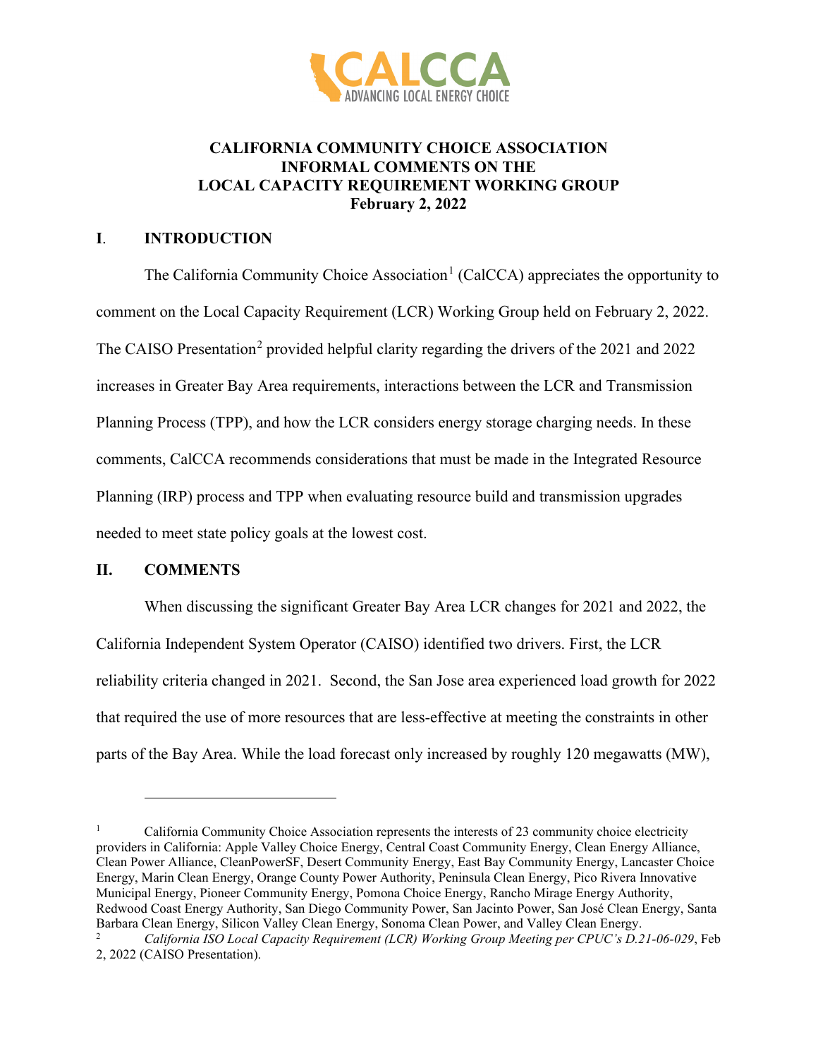**CALIFORNIA COMMUNITY CHOICE ASSOCIATION**
**INFORMAL COMMENTS ON THE**
**LOCAL CAPACITY REQUIREMENT WORKING GROUP**
**February 2, 2022**

## I. INTRODUCTION

The California Community Choice Association[1] (CalCCA) appreciates the opportunity to comment on the Local Capacity Requirement (LCR) Working Group held on February 2, 2022. The CAISO Presentation[2] provided helpful clarity regarding the drivers of the 2021 and 2022 increases in Greater Bay Area requirements, interactions between the LCR and Transmission Planning Process (TPP), and how the LCR considers energy storage charging needs. In these comments, CalCCA recommends considerations that must be made in the Integrated Resource Planning (IRP) process and TPP when evaluating resource build and transmission upgrades needed to meet state policy goals at the lowest cost.

## II. COMMENTS

When discussing the significant Greater Bay Area LCR changes for 2021 and 2022, the California Independent System Operator (CAISO) identified two drivers. First, the LCR reliability criteria changed in 2021. Second, the San Jose area experienced load growth for 2022 that required the use of more resources that are less-effective at meeting the constraints in other parts of the Bay Area. While the load forecast only increased by roughly 120 megawatts (MW),

---

[1] California Community Choice Association represents the interests of 23 community choice electricity providers in California: Apple Valley Choice Energy, Central Coast Community Energy, Clean Energy Alliance, Clean Power Alliance, CleanPowerSF, Desert Community Energy, East Bay Community Energy, Lancaster Choice Energy, Marin Clean Energy, Orange County Power Authority, Peninsula Clean Energy, Pico Rivera Innovative Municipal Energy, Pioneer Community Energy, Pomona Choice Energy, Rancho Mirage Energy Authority, Redwood Coast Energy Authority, San Diego Community Power, San Jacinto Power, San José Clean Energy, Santa Barbara Clean Energy, Silicon Valley Clean Energy, Sonoma Clean Power, and Valley Clean Energy.

[2] *California ISO Local Capacity Requirement (LCR) Working Group Meeting per CPUC's D.21-06-029*, Feb 2, 2022 (CAISO Presentation).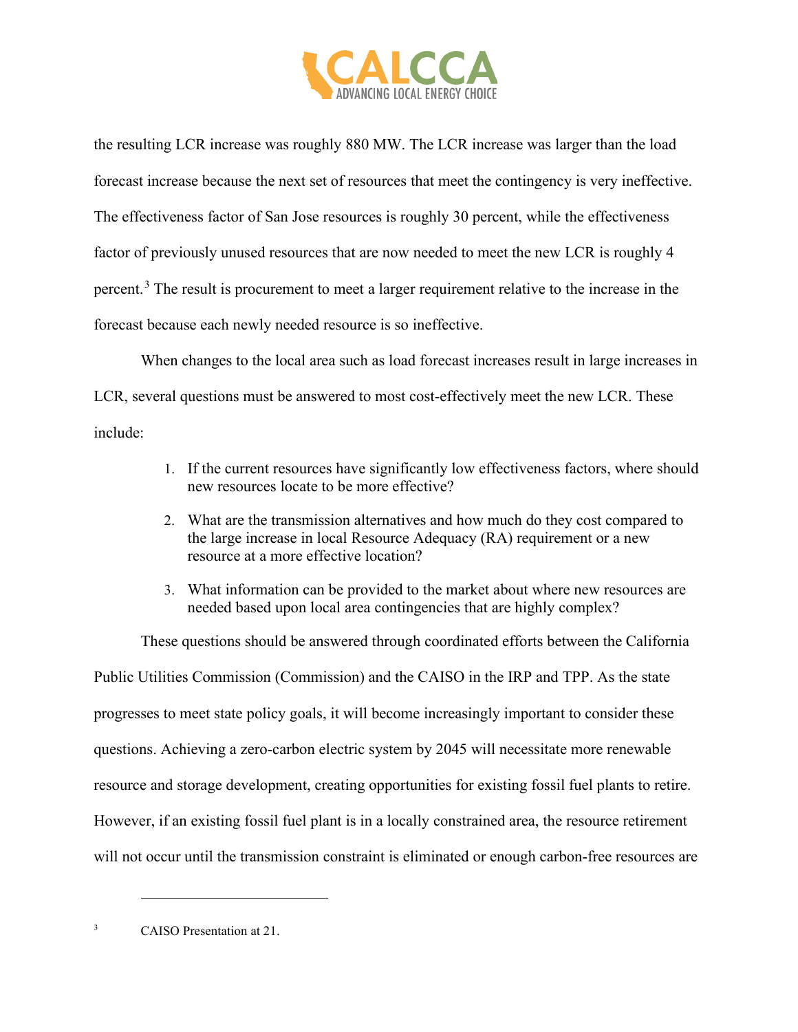the resulting LCR increase was roughly 880 MW. The LCR increase was larger than the load forecast increase because the next set of resources that meet the contingency is very ineffective. The effectiveness factor of San Jose resources is roughly 30 percent, while the effectiveness factor of previously unused resources that are now needed to meet the new LCR is roughly 4 percent.[3] The result is procurement to meet a larger requirement relative to the increase in the forecast because each newly needed resource is so ineffective.

When changes to the local area such as load forecast increases result in large increases in LCR, several questions must be answered to most cost-effectively meet the new LCR. These include:

1. If the current resources have significantly low effectiveness factors, where should new resources locate to be more effective?
2. What are the transmission alternatives and how much do they cost compared to the large increase in local Resource Adequacy (RA) requirement or a new resource at a more effective location?
3. What information can be provided to the market about where new resources are needed based upon local area contingencies that are highly complex?

These questions should be answered through coordinated efforts between the California Public Utilities Commission (Commission) and the CAISO in the IRP and TPP. As the state progresses to meet state policy goals, it will become increasingly important to consider these questions. Achieving a zero-carbon electric system by 2045 will necessitate more renewable resource and storage development, creating opportunities for existing fossil fuel plants to retire. However, if an existing fossil fuel plant is in a locally constrained area, the resource retirement will not occur until the transmission constraint is eliminated or enough carbon-free resources are

---

[3] CAISO Presentation at 21.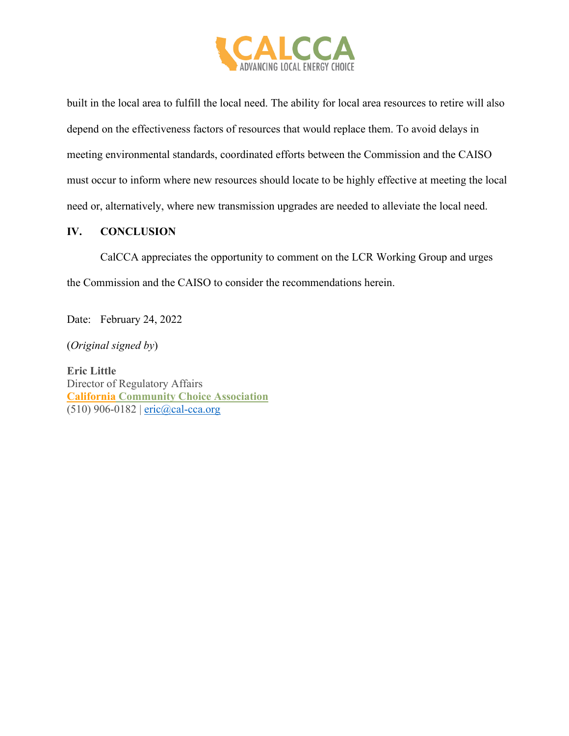built in the local area to fulfill the local need. The ability for local area resources to retire will also depend on the effectiveness factors of resources that would replace them. To avoid delays in meeting environmental standards, coordinated efforts between the Commission and the CAISO must occur to inform where new resources should locate to be highly effective at meeting the local need or, alternatively, where new transmission upgrades are needed to alleviate the local need.

## IV. CONCLUSION

CalCCA appreciates the opportunity to comment on the LCR Working Group and urges the Commission and the CAISO to consider the recommendations herein.

Date: February 24, 2022

(*Original signed by*)

**Eric Little**
Director of Regulatory Affairs
**California Community Choice Association**
(510) 906-0182 | eric@cal-cca.org